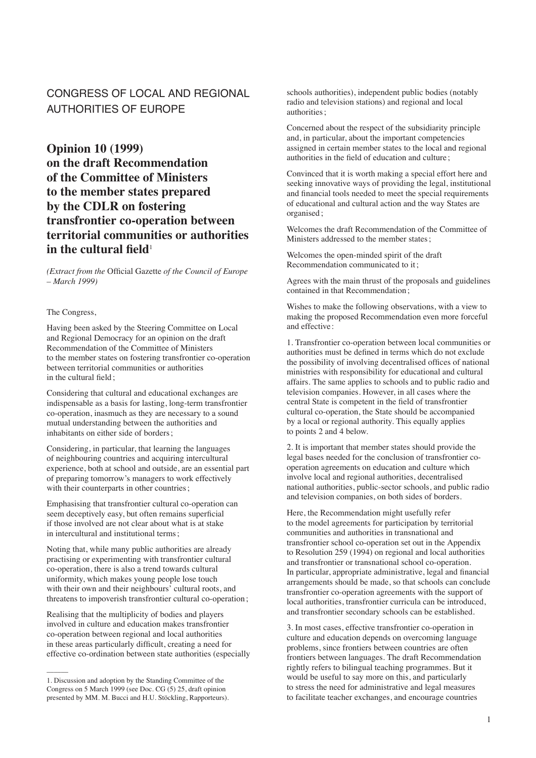## CONGRESS OF LOCAL AND REGIONAL AUTHORITIES OF EUROPE

# Opinion 10 (1999) on the draft Recommendation of the Committee of Ministers to the member states prepared by the CDLR on fostering transfrontier co-operation between territorial communities or authorities in the cultural field[1]

*(Extract from the* Official Gazette *of the Council of Europe – March 1999)*

The Congress,

Having been asked by the Steering Committee on Local and Regional Democracy for an opinion on the draft Recommendation of the Committee of Ministers to the member states on fostering transfrontier co-operation between territorial communities or authorities in the cultural field;

Considering that cultural and educational exchanges are indispensable as a basis for lasting, long-term transfrontier co-operation, inasmuch as they are necessary to a sound mutual understanding between the authorities and inhabitants on either side of borders;

Considering, in particular, that learning the languages of neighbouring countries and acquiring intercultural experience, both at school and outside, are an essential part of preparing tomorrow's managers to work effectively with their counterparts in other countries;

Emphasising that transfrontier cultural co-operation can seem deceptively easy, but often remains superficial if those involved are not clear about what is at stake in intercultural and institutional terms;

Noting that, while many public authorities are already practising or experimenting with transfrontier cultural co-operation, there is also a trend towards cultural uniformity, which makes young people lose touch with their own and their neighbours' cultural roots, and threatens to impoverish transfrontier cultural co-operation;

Realising that the multiplicity of bodies and players involved in culture and education makes transfrontier co-operation between regional and local authorities in these areas particularly difficult, creating a need for effective co-ordination between state authorities (especially schools authorities), independent public bodies (notably radio and television stations) and regional and local authorities;

Concerned about the respect of the subsidiarity principle and, in particular, about the important competencies assigned in certain member states to the local and regional authorities in the field of education and culture;

Convinced that it is worth making a special effort here and seeking innovative ways of providing the legal, institutional and financial tools needed to meet the special requirements of educational and cultural action and the way States are organised;

Welcomes the draft Recommendation of the Committee of Ministers addressed to the member states;

Welcomes the open-minded spirit of the draft Recommendation communicated to it;

Agrees with the main thrust of the proposals and guidelines contained in that Recommendation;

Wishes to make the following observations, with a view to making the proposed Recommendation even more forceful and effective:

1. Transfrontier co-operation between local communities or authorities must be defined in terms which do not exclude the possibility of involving decentralised offices of national ministries with responsibility for educational and cultural affairs. The same applies to schools and to public radio and television companies. However, in all cases where the central State is competent in the field of transfrontier cultural co-operation, the State should be accompanied by a local or regional authority. This equally applies to points 2 and 4 below.

2. It is important that member states should provide the legal bases needed for the conclusion of transfrontier co-operation agreements on education and culture which involve local and regional authorities, decentralised national authorities, public-sector schools, and public radio and television companies, on both sides of borders.

Here, the Recommendation might usefully refer to the model agreements for participation by territorial communities and authorities in transnational and transfrontier school co-operation set out in the Appendix to Resolution 259 (1994) on regional and local authorities and transfrontier or transnational school co-operation. In particular, appropriate administrative, legal and financial arrangements should be made, so that schools can conclude transfrontier co-operation agreements with the support of local authorities, transfrontier curricula can be introduced, and transfrontier secondary schools can be established.

3. In most cases, effective transfrontier co-operation in culture and education depends on overcoming language problems, since frontiers between countries are often frontiers between languages. The draft Recommendation rightly refers to bilingual teaching programmes. But it would be useful to say more on this, and particularly to stress the need for administrative and legal measures to facilitate teacher exchanges, and encourage countries

---

[1] Discussion and adoption by the Standing Committee of the Congress on 5 March 1999 (see Doc. CG (5) 25, draft opinion presented by MM. M. Bucci and H.U. Stöckling, Rapporteurs).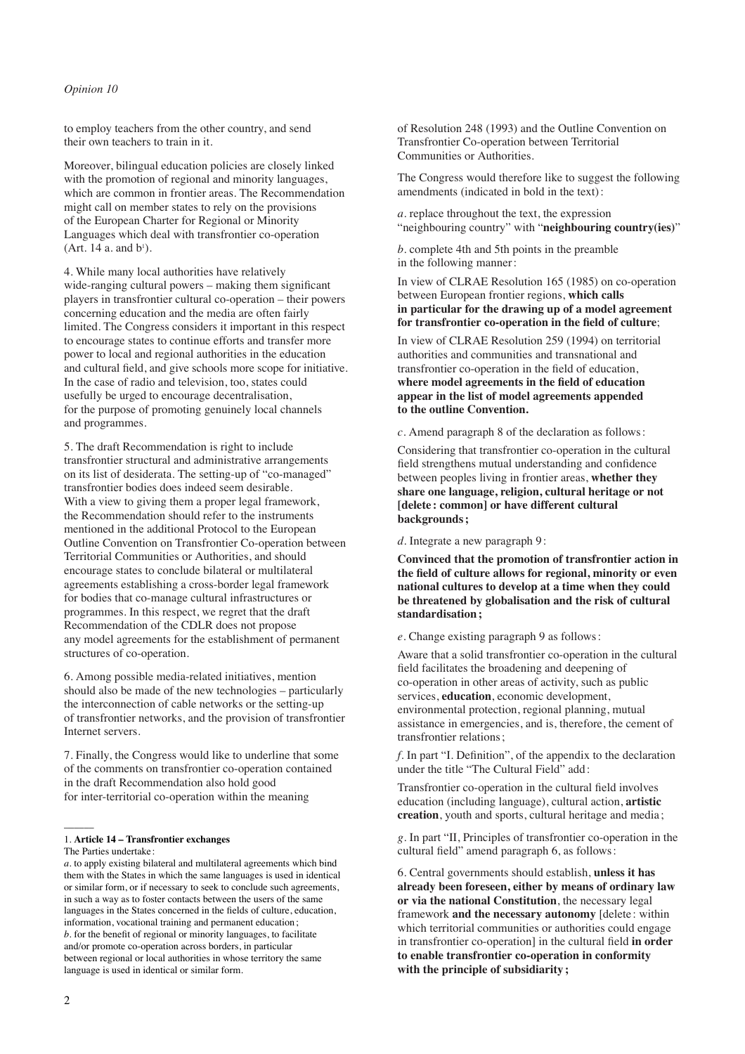to employ teachers from the other country, and send their own teachers to train in it.

Moreover, bilingual education policies are closely linked with the promotion of regional and minority languages, which are common in frontier areas. The Recommendation might call on member states to rely on the provisions of the European Charter for Regional or Minority Languages which deal with transfrontier co-operation (Art. 14 a. and b[1]).

4. While many local authorities have relatively wide-ranging cultural powers – making them significant players in transfrontier cultural co-operation – their powers concerning education and the media are often fairly limited. The Congress considers it important in this respect to encourage states to continue efforts and transfer more power to local and regional authorities in the education and cultural field, and give schools more scope for initiative. In the case of radio and television, too, states could usefully be urged to encourage decentralisation, for the purpose of promoting genuinely local channels and programmes.

5. The draft Recommendation is right to include transfrontier structural and administrative arrangements on its list of desiderata. The setting-up of "co-managed" transfrontier bodies does indeed seem desirable. With a view to giving them a proper legal framework, the Recommendation should refer to the instruments mentioned in the additional Protocol to the European Outline Convention on Transfrontier Co-operation between Territorial Communities or Authorities, and should encourage states to conclude bilateral or multilateral agreements establishing a cross-border legal framework for bodies that co-manage cultural infrastructures or programmes. In this respect, we regret that the draft Recommendation of the CDLR does not propose any model agreements for the establishment of permanent structures of co-operation.

6. Among possible media-related initiatives, mention should also be made of the new technologies – particularly the interconnection of cable networks or the setting-up of transfrontier networks, and the provision of transfrontier Internet servers.

7. Finally, the Congress would like to underline that some of the comments on transfrontier co-operation contained in the draft Recommendation also hold good for inter-territorial co-operation within the meaning of Resolution 248 (1993) and the Outline Convention on Transfrontier Co-operation between Territorial Communities or Authorities.

The Congress would therefore like to suggest the following amendments (indicated in bold in the text):

*a*. replace throughout the text, the expression "neighbouring country" with "**neighbouring country(ies)**"

*b*. complete 4th and 5th points in the preamble in the following manner:

In view of CLRAE Resolution 165 (1985) on co-operation between European frontier regions, **which calls in particular for the drawing up of a model agreement for transfrontier co-operation in the field of culture**;

In view of CLRAE Resolution 259 (1994) on territorial authorities and communities and transnational and transfrontier co-operation in the field of education, **where model agreements in the field of education appear in the list of model agreements appended to the outline Convention.**

*c*. Amend paragraph 8 of the declaration as follows:

Considering that transfrontier co-operation in the cultural field strengthens mutual understanding and confidence between peoples living in frontier areas, **whether they share one language, religion, cultural heritage or not [delete: common] or have different cultural backgrounds;**

*d*. Integrate a new paragraph 9:

**Convinced that the promotion of transfrontier action in the field of culture allows for regional, minority or even national cultures to develop at a time when they could be threatened by globalisation and the risk of cultural standardisation;**

*e*. Change existing paragraph 9 as follows:

Aware that a solid transfrontier co-operation in the cultural field facilitates the broadening and deepening of co-operation in other areas of activity, such as public services, **education**, economic development, environmental protection, regional planning, mutual assistance in emergencies, and is, therefore, the cement of transfrontier relations;

*f*. In part "I. Definition", of the appendix to the declaration under the title "The Cultural Field" add:

Transfrontier co-operation in the cultural field involves education (including language), cultural action, **artistic creation**, youth and sports, cultural heritage and media;

*g*. In part "II, Principles of transfrontier co-operation in the cultural field" amend paragraph 6, as follows:

6. Central governments should establish, **unless it has already been foreseen, either by means of ordinary law or via the national Constitution**, the necessary legal framework **and the necessary autonomy** [delete: within which territorial communities or authorities could engage in transfrontier co-operation] in the cultural field **in order to enable transfrontier co-operation in conformity with the principle of subsidiarity;**

---

1. **Article 14 – Transfrontier exchanges**

The Parties undertake:

*a*. to apply existing bilateral and multilateral agreements which bind them with the States in which the same languages is used in identical or similar form, or if necessary to seek to conclude such agreements, in such a way as to foster contacts between the users of the same languages in the States concerned in the fields of culture, education, information, vocational training and permanent education;

*b*. for the benefit of regional or minority languages, to facilitate and/or promote co-operation across borders, in particular between regional or local authorities in whose territory the same language is used in identical or similar form.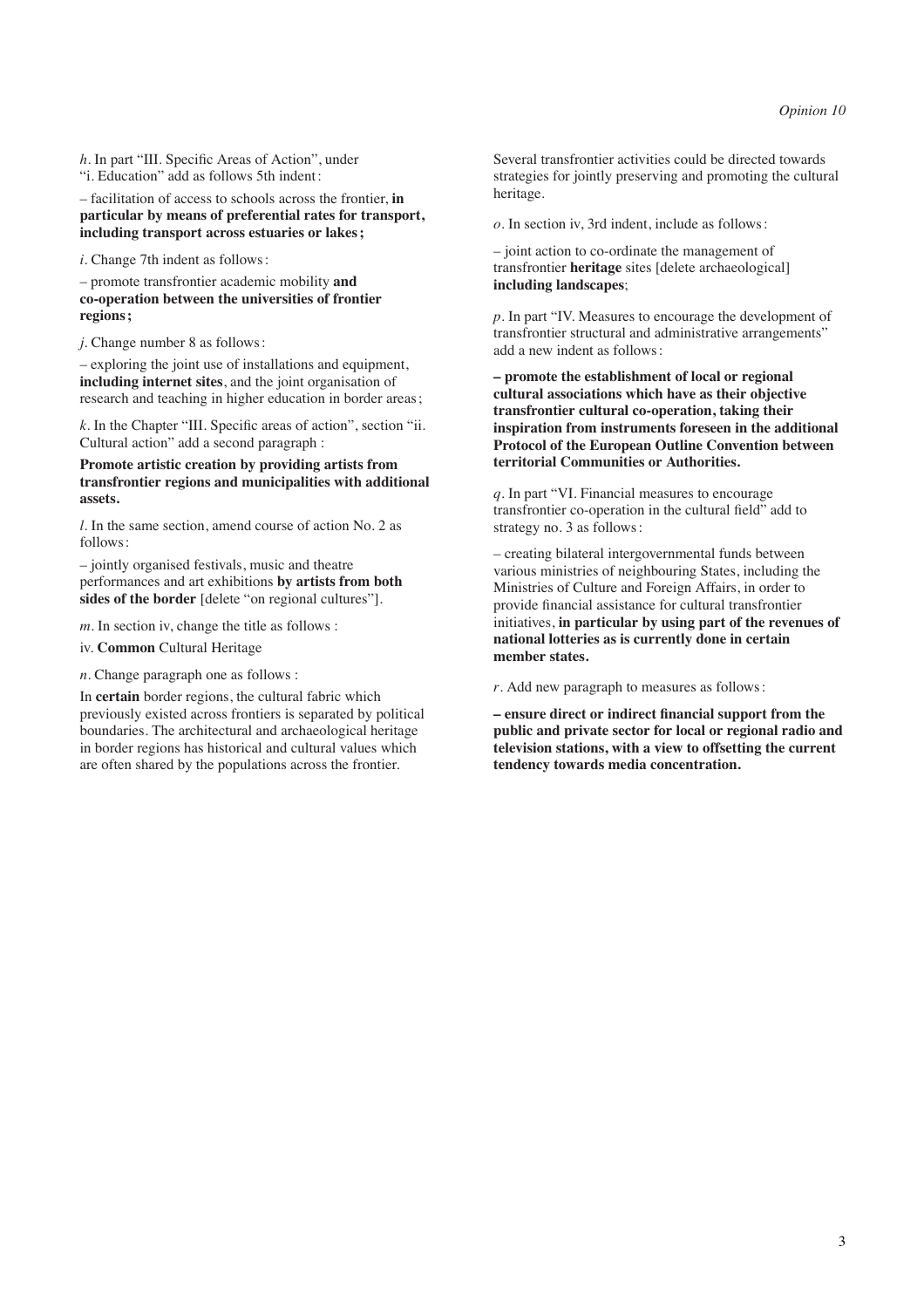*h*. In part "III. Specific Areas of Action", under "i. Education" add as follows 5th indent:

– facilitation of access to schools across the frontier, **in particular by means of preferential rates for transport, including transport across estuaries or lakes;**

*i*. Change 7th indent as follows:

– promote transfrontier academic mobility **and co-operation between the universities of frontier regions;**

*j*. Change number 8 as follows:

– exploring the joint use of installations and equipment, **including internet sites**, and the joint organisation of research and teaching in higher education in border areas;

*k*. In the Chapter "III. Specific areas of action", section "ii. Cultural action" add a second paragraph :

**Promote artistic creation by providing artists from transfrontier regions and municipalities with additional assets.**

*l*. In the same section, amend course of action No. 2 as follows:

– jointly organised festivals, music and theatre performances and art exhibitions **by artists from both sides of the border** [delete "on regional cultures"].

*m*. In section iv, change the title as follows :

iv. **Common** Cultural Heritage

*n*. Change paragraph one as follows :

In **certain** border regions, the cultural fabric which previously existed across frontiers is separated by political boundaries. The architectural and archaeological heritage in border regions has historical and cultural values which are often shared by the populations across the frontier.

Several transfrontier activities could be directed towards strategies for jointly preserving and promoting the cultural heritage.

*o*. In section iv, 3rd indent, include as follows:

– joint action to co-ordinate the management of transfrontier **heritage** sites [delete archaeological] **including landscapes**;

*p*. In part "IV. Measures to encourage the development of transfrontier structural and administrative arrangements" add a new indent as follows:

**– promote the establishment of local or regional cultural associations which have as their objective transfrontier cultural co-operation, taking their inspiration from instruments foreseen in the additional Protocol of the European Outline Convention between territorial Communities or Authorities.**

*q*. In part "VI. Financial measures to encourage transfrontier co-operation in the cultural field" add to strategy no. 3 as follows:

– creating bilateral intergovernmental funds between various ministries of neighbouring States, including the Ministries of Culture and Foreign Affairs, in order to provide financial assistance for cultural transfrontier initiatives, **in particular by using part of the revenues of national lotteries as is currently done in certain member states.**

*r*. Add new paragraph to measures as follows:

**– ensure direct or indirect financial support from the public and private sector for local or regional radio and television stations, with a view to offsetting the current tendency towards media concentration.**